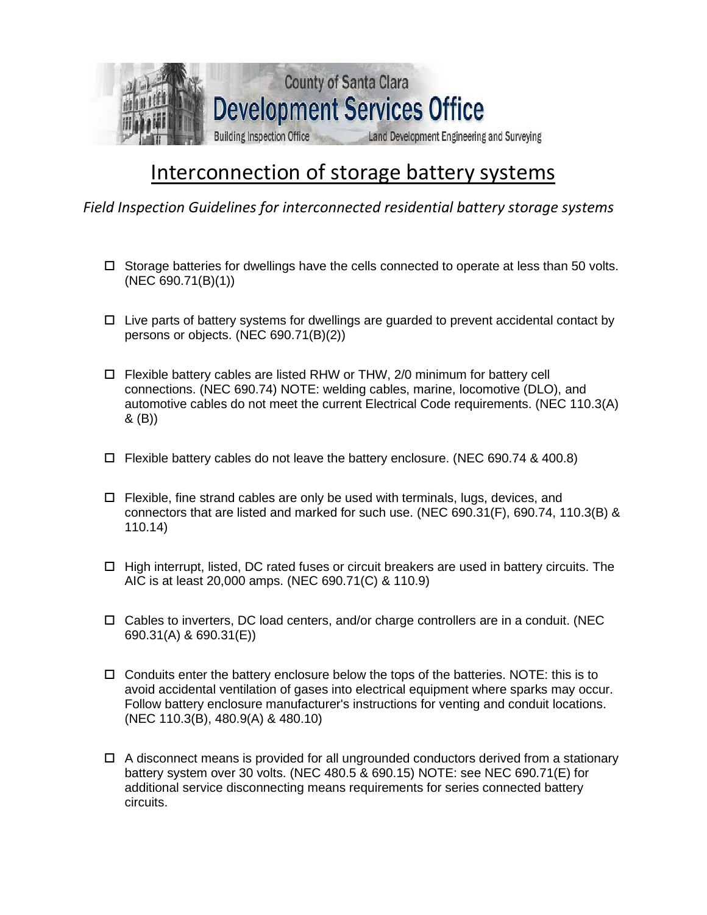County of Santa Clara

**Development Services Office**

Building Inspection Office — Land Development Engineering and Surveying

# Interconnection of storage battery systems

*Field Inspection Guidelines for interconnected residential battery storage systems*

- ☐ Storage batteries for dwellings have the cells connected to operate at less than 50 volts. (NEC 690.71(B)(1))

- ☐ Live parts of battery systems for dwellings are guarded to prevent accidental contact by persons or objects. (NEC 690.71(B)(2))

- ☐ Flexible battery cables are listed RHW or THW, 2/0 minimum for battery cell connections. (NEC 690.74) NOTE: welding cables, marine, locomotive (DLO), and automotive cables do not meet the current Electrical Code requirements. (NEC 110.3(A) & (B))

- ☐ Flexible battery cables do not leave the battery enclosure. (NEC 690.74 & 400.8)

- ☐ Flexible, fine strand cables are only be used with terminals, lugs, devices, and connectors that are listed and marked for such use. (NEC 690.31(F), 690.74, 110.3(B) & 110.14)

- ☐ High interrupt, listed, DC rated fuses or circuit breakers are used in battery circuits. The AIC is at least 20,000 amps. (NEC 690.71(C) & 110.9)

- ☐ Cables to inverters, DC load centers, and/or charge controllers are in a conduit. (NEC 690.31(A) & 690.31(E))

- ☐ Conduits enter the battery enclosure below the tops of the batteries. NOTE: this is to avoid accidental ventilation of gases into electrical equipment where sparks may occur. Follow battery enclosure manufacturer's instructions for venting and conduit locations. (NEC 110.3(B), 480.9(A) & 480.10)

- ☐ A disconnect means is provided for all ungrounded conductors derived from a stationary battery system over 30 volts. (NEC 480.5 & 690.15) NOTE: see NEC 690.71(E) for additional service disconnecting means requirements for series connected battery circuits.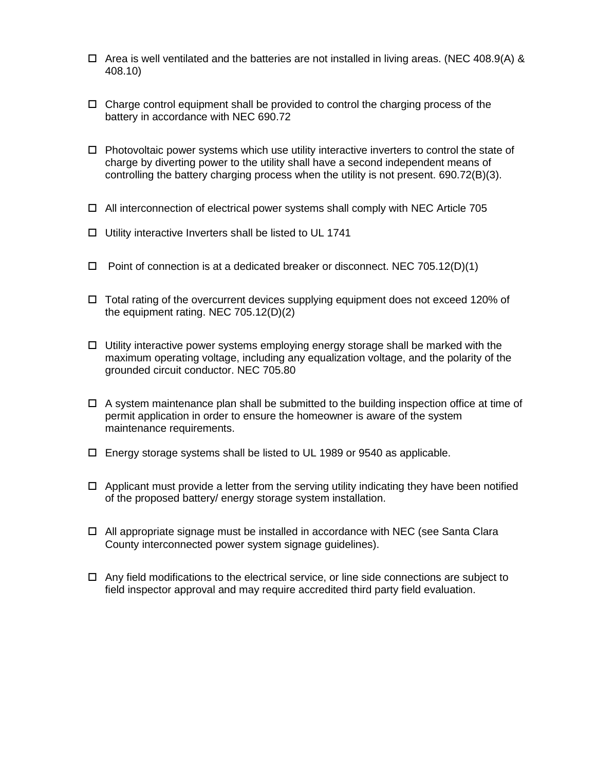- [ ] Area is well ventilated and the batteries are not installed in living areas. (NEC 408.9(A) & 408.10)

- [ ] Charge control equipment shall be provided to control the charging process of the battery in accordance with NEC 690.72

- [ ] Photovoltaic power systems which use utility interactive inverters to control the state of charge by diverting power to the utility shall have a second independent means of controlling the battery charging process when the utility is not present. 690.72(B)(3).

- [ ] All interconnection of electrical power systems shall comply with NEC Article 705

- [ ] Utility interactive Inverters shall be listed to UL 1741

- [ ] Point of connection is at a dedicated breaker or disconnect. NEC 705.12(D)(1)

- [ ] Total rating of the overcurrent devices supplying equipment does not exceed 120% of the equipment rating. NEC 705.12(D)(2)

- [ ] Utility interactive power systems employing energy storage shall be marked with the maximum operating voltage, including any equalization voltage, and the polarity of the grounded circuit conductor. NEC 705.80

- [ ] A system maintenance plan shall be submitted to the building inspection office at time of permit application in order to ensure the homeowner is aware of the system maintenance requirements.

- [ ] Energy storage systems shall be listed to UL 1989 or 9540 as applicable.

- [ ] Applicant must provide a letter from the serving utility indicating they have been notified of the proposed battery/ energy storage system installation.

- [ ] All appropriate signage must be installed in accordance with NEC (see Santa Clara County interconnected power system signage guidelines).

- [ ] Any field modifications to the electrical service, or line side connections are subject to field inspector approval and may require accredited third party field evaluation.